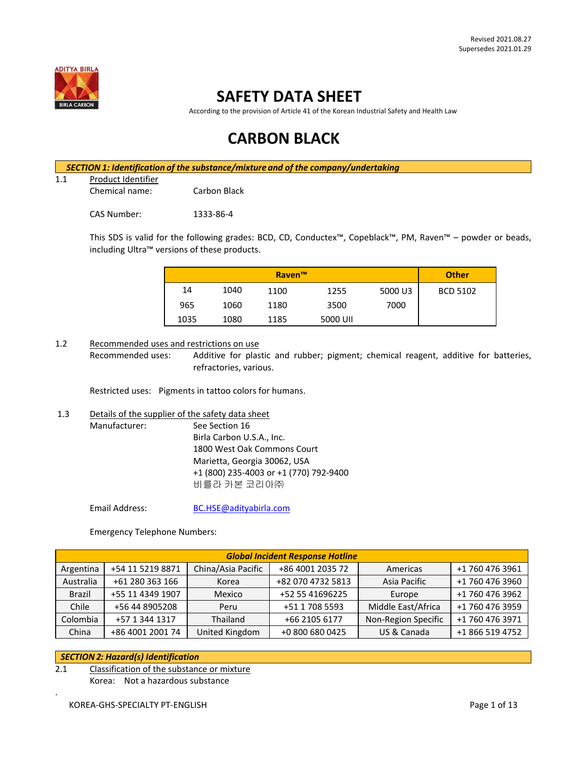Revised 2021.08.27
Supersedes 2021.01.29

# SAFETY DATA SHEET

According to the provision of Article 41 of the Korean Industrial Safety and Health Law

# CARBON BLACK

## *SECTION 1: Identification of the substance/mixture and of the company/undertaking*

1.1 Product Identifier

Chemical name: Carbon Black

CAS Number: 1333-86-4

This SDS is valid for the following grades: BCD, CD, Conductex™, Copeblack™, PM, Raven™ – powder or beads, including Ultra™ versions of these products.

| Raven™ | | | | | Other |
|---|---|---|---|---|---|
| 14 | 1040 | 1100 | 1255 | 5000 U3 | BCD 5102 |
| 965 | 1060 | 1180 | 3500 | 7000 | |
| 1035 | 1080 | 1185 | 5000 UII | | |

1.2 Recommended uses and restrictions on use

Recommended uses: Additive for plastic and rubber; pigment; chemical reagent, additive for batteries, refractories, various.

Restricted uses: Pigments in tattoo colors for humans.

1.3 Details of the supplier of the safety data sheet

Manufacturer: See Section 16
Birla Carbon U.S.A., Inc.
1800 West Oak Commons Court
Marietta, Georgia 30062, USA
+1 (800) 235-4003 or +1 (770) 792-9400
비를라 카본 코리아㈜

Email Address: BC.HSE@adityabirla.com

Emergency Telephone Numbers:

| *Global Incident Response Hotline* | | | | | |
|---|---|---|---|---|---|
| Argentina | +54 11 5219 8871 | China/Asia Pacific | +86 4001 2035 72 | Americas | +1 760 476 3961 |
| Australia | +61 280 363 166 | Korea | +82 070 4732 5813 | Asia Pacific | +1 760 476 3960 |
| Brazil | +55 11 4349 1907 | Mexico | +52 55 41696225 | Europe | +1 760 476 3962 |
| Chile | +56 44 8905208 | Peru | +51 1 708 5593 | Middle East/Africa | +1 760 476 3959 |
| Colombia | +57 1 344 1317 | Thailand | +66 2105 6177 | Non-Region Specific | +1 760 476 3971 |
| China | +86 4001 2001 74 | United Kingdom | +0 800 680 0425 | US & Canada | +1 866 519 4752 |

## *SECTION 2: Hazard(s) Identification*

2.1 Classification of the substance or mixture

Korea: Not a hazardous substance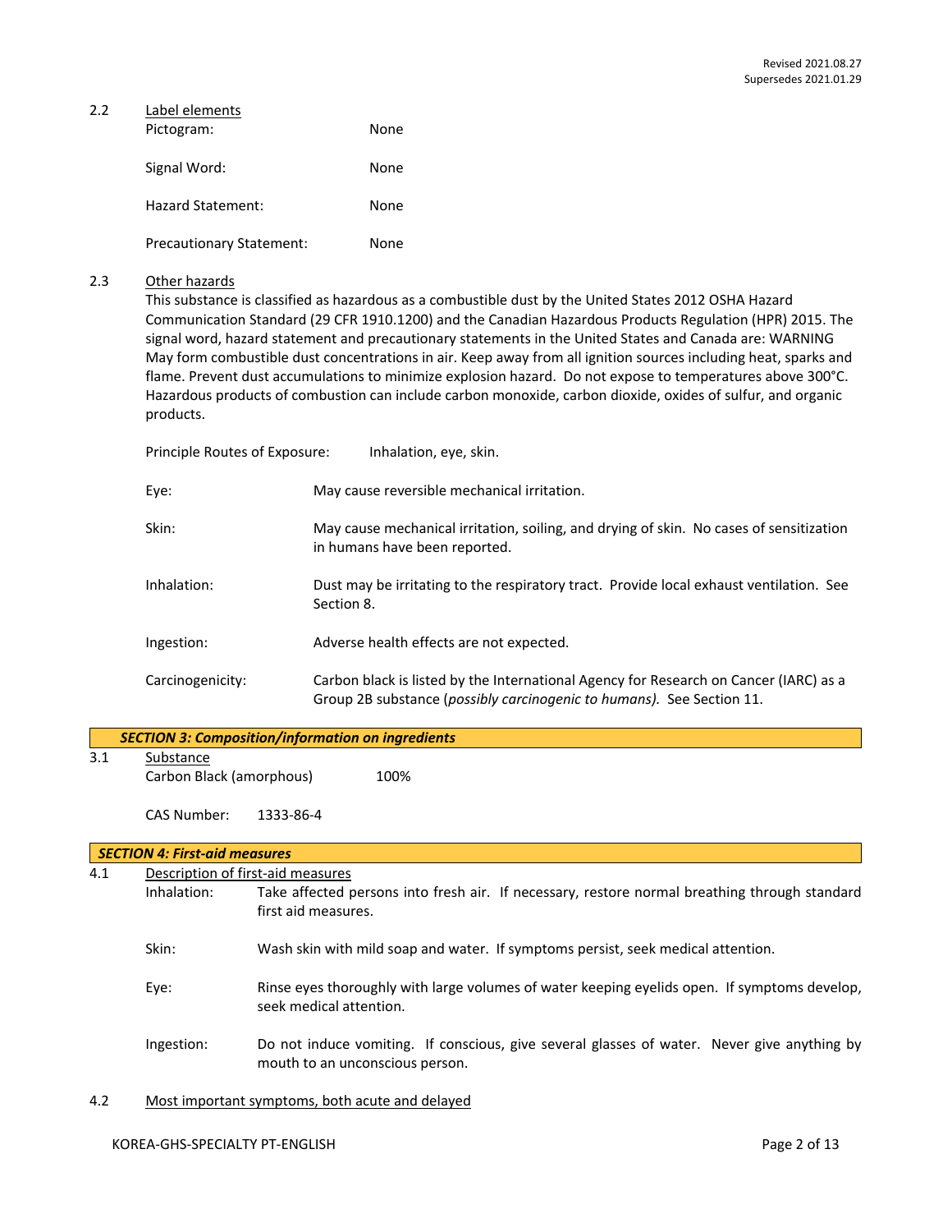2.2 Label elements

Pictogram: None

Signal Word: None

Hazard Statement: None

Precautionary Statement: None

2.3 Other hazards

This substance is classified as hazardous as a combustible dust by the United States 2012 OSHA Hazard Communication Standard (29 CFR 1910.1200) and the Canadian Hazardous Products Regulation (HPR) 2015. The signal word, hazard statement and precautionary statements in the United States and Canada are: WARNING May form combustible dust concentrations in air. Keep away from all ignition sources including heat, sparks and flame. Prevent dust accumulations to minimize explosion hazard. Do not expose to temperatures above 300°C. Hazardous products of combustion can include carbon monoxide, carbon dioxide, oxides of sulfur, and organic products.

Principle Routes of Exposure: Inhalation, eye, skin.

Eye: May cause reversible mechanical irritation.

Skin: May cause mechanical irritation, soiling, and drying of skin. No cases of sensitization in humans have been reported.

Inhalation: Dust may be irritating to the respiratory tract. Provide local exhaust ventilation. See Section 8.

Ingestion: Adverse health effects are not expected.

Carcinogenicity: Carbon black is listed by the International Agency for Research on Cancer (IARC) as a Group 2B substance (*possibly carcinogenic to humans).* See Section 11.

## *SECTION 3: Composition/information on ingredients*

3.1 Substance

Carbon Black (amorphous) 100%

CAS Number: 1333-86-4

## *SECTION 4: First-aid measures*

4.1 Description of first-aid measures

Inhalation: Take affected persons into fresh air. If necessary, restore normal breathing through standard first aid measures.

Skin: Wash skin with mild soap and water. If symptoms persist, seek medical attention.

Eye: Rinse eyes thoroughly with large volumes of water keeping eyelids open. If symptoms develop, seek medical attention.

Ingestion: Do not induce vomiting. If conscious, give several glasses of water. Never give anything by mouth to an unconscious person.

4.2 Most important symptoms, both acute and delayed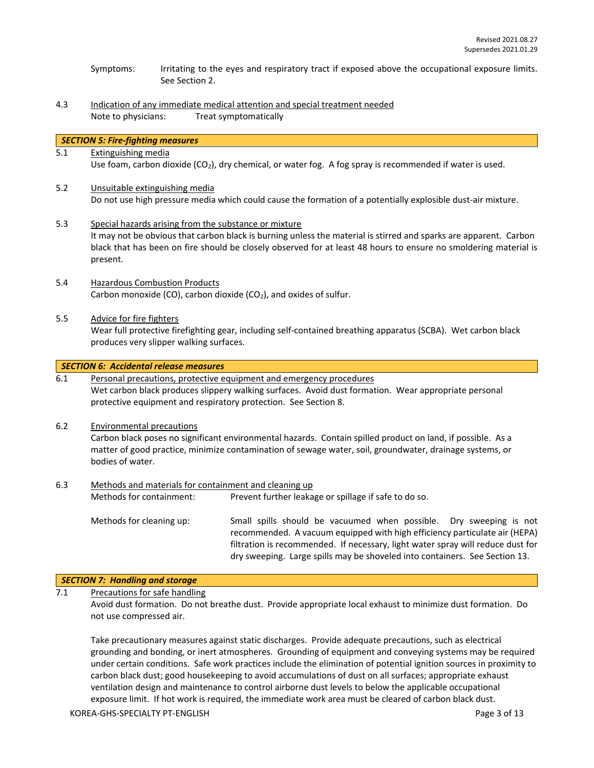Symptoms: Irritating to the eyes and respiratory tract if exposed above the occupational exposure limits. See Section 2.

4.3 Indication of any immediate medical attention and special treatment needed

Note to physicians: Treat symptomatically

## *SECTION 5: Fire-fighting measures*

5.1 Extinguishing media

Use foam, carbon dioxide ($CO_2$), dry chemical, or water fog. A fog spray is recommended if water is used.

5.2 Unsuitable extinguishing media

Do not use high pressure media which could cause the formation of a potentially explosible dust-air mixture.

5.3 Special hazards arising from the substance or mixture

It may not be obvious that carbon black is burning unless the material is stirred and sparks are apparent. Carbon black that has been on fire should be closely observed for at least 48 hours to ensure no smoldering material is present.

5.4 Hazardous Combustion Products

Carbon monoxide (CO), carbon dioxide ($CO_2$), and oxides of sulfur.

5.5 Advice for fire fighters

Wear full protective firefighting gear, including self-contained breathing apparatus (SCBA). Wet carbon black produces very slipper walking surfaces.

## *SECTION 6: Accidental release measures*

6.1 Personal precautions, protective equipment and emergency procedures

Wet carbon black produces slippery walking surfaces. Avoid dust formation. Wear appropriate personal protective equipment and respiratory protection. See Section 8.

6.2 Environmental precautions

Carbon black poses no significant environmental hazards. Contain spilled product on land, if possible. As a matter of good practice, minimize contamination of sewage water, soil, groundwater, drainage systems, or bodies of water.

6.3 Methods and materials for containment and cleaning up

Methods for containment: Prevent further leakage or spillage if safe to do so.

Methods for cleaning up: Small spills should be vacuumed when possible. Dry sweeping is not recommended. A vacuum equipped with high efficiency particulate air (HEPA) filtration is recommended. If necessary, light water spray will reduce dust for dry sweeping. Large spills may be shoveled into containers. See Section 13.

## *SECTION 7: Handling and storage*

7.1 Precautions for safe handling

Avoid dust formation. Do not breathe dust. Provide appropriate local exhaust to minimize dust formation. Do not use compressed air.

Take precautionary measures against static discharges. Provide adequate precautions, such as electrical grounding and bonding, or inert atmospheres. Grounding of equipment and conveying systems may be required under certain conditions. Safe work practices include the elimination of potential ignition sources in proximity to carbon black dust; good housekeeping to avoid accumulations of dust on all surfaces; appropriate exhaust ventilation design and maintenance to control airborne dust levels to below the applicable occupational exposure limit. If hot work is required, the immediate work area must be cleared of carbon black dust.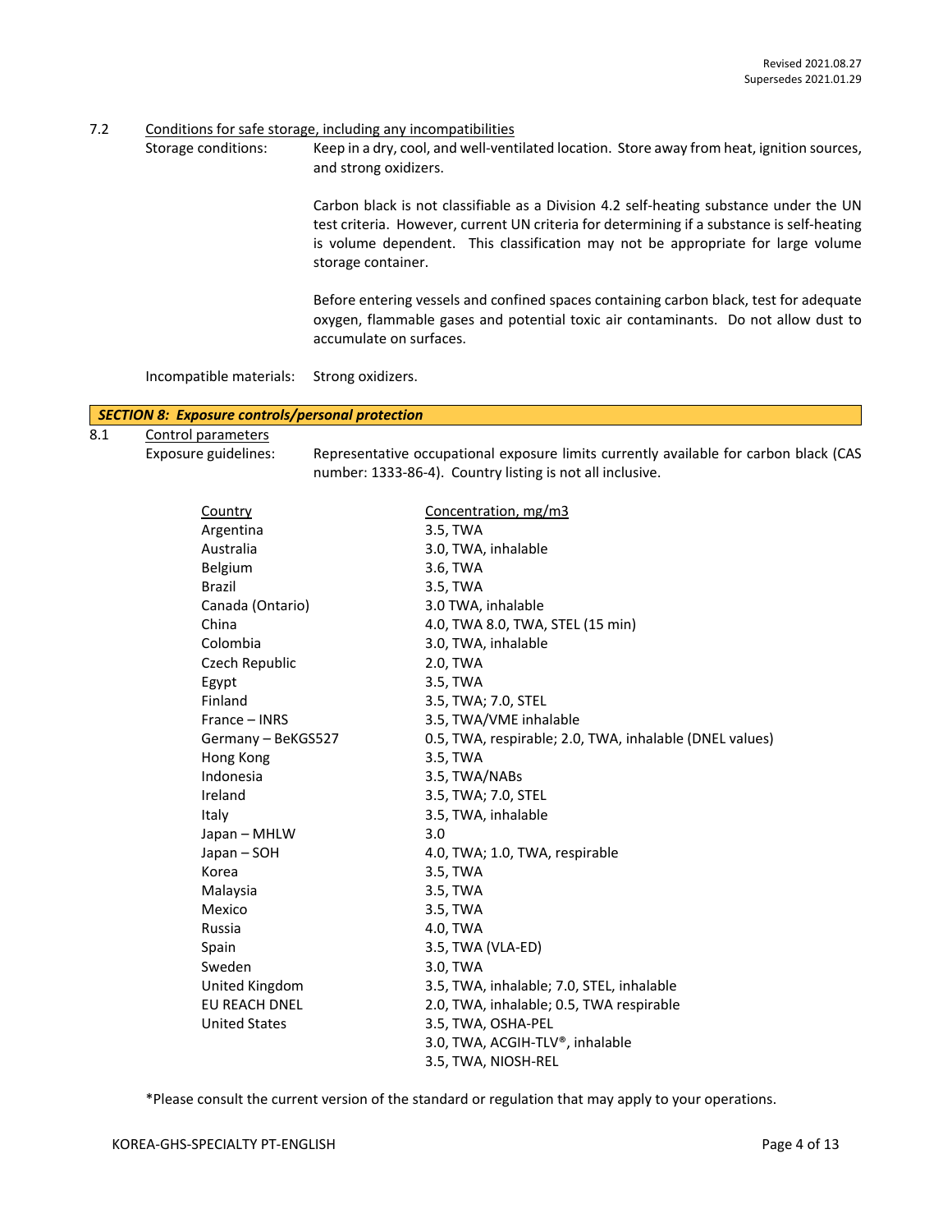7.2 Conditions for safe storage, including any incompatibilities

Storage conditions: Keep in a dry, cool, and well-ventilated location. Store away from heat, ignition sources, and strong oxidizers.

Carbon black is not classifiable as a Division 4.2 self-heating substance under the UN test criteria. However, current UN criteria for determining if a substance is self-heating is volume dependent. This classification may not be appropriate for large volume storage container.

Before entering vessels and confined spaces containing carbon black, test for adequate oxygen, flammable gases and potential toxic air contaminants. Do not allow dust to accumulate on surfaces.

Incompatible materials: Strong oxidizers.

## *SECTION 8: Exposure controls/personal protection*

8.1 Control parameters

Exposure guidelines: Representative occupational exposure limits currently available for carbon black (CAS number: 1333-86-4). Country listing is not all inclusive.

| Country | Concentration, mg/m3 |
|---|---|
| Argentina | 3.5, TWA |
| Australia | 3.0, TWA, inhalable |
| Belgium | 3.6, TWA |
| Brazil | 3.5, TWA |
| Canada (Ontario) | 3.0 TWA, inhalable |
| China | 4.0, TWA 8.0, TWA, STEL (15 min) |
| Colombia | 3.0, TWA, inhalable |
| Czech Republic | 2.0, TWA |
| Egypt | 3.5, TWA |
| Finland | 3.5, TWA; 7.0, STEL |
| France – INRS | 3.5, TWA/VME inhalable |
| Germany – BeKGS527 | 0.5, TWA, respirable; 2.0, TWA, inhalable (DNEL values) |
| Hong Kong | 3.5, TWA |
| Indonesia | 3.5, TWA/NABs |
| Ireland | 3.5, TWA; 7.0, STEL |
| Italy | 3.5, TWA, inhalable |
| Japan – MHLW | 3.0 |
| Japan – SOH | 4.0, TWA; 1.0, TWA, respirable |
| Korea | 3.5, TWA |
| Malaysia | 3.5, TWA |
| Mexico | 3.5, TWA |
| Russia | 4.0, TWA |
| Spain | 3.5, TWA (VLA-ED) |
| Sweden | 3.0, TWA |
| United Kingdom | 3.5, TWA, inhalable; 7.0, STEL, inhalable |
| EU REACH DNEL | 2.0, TWA, inhalable; 0.5, TWA respirable |
| United States | 3.5, TWA, OSHA-PEL |
| | 3.0, TWA, ACGIH-TLV®, inhalable |
| | 3.5, TWA, NIOSH-REL |

*Please consult the current version of the standard or regulation that may apply to your operations.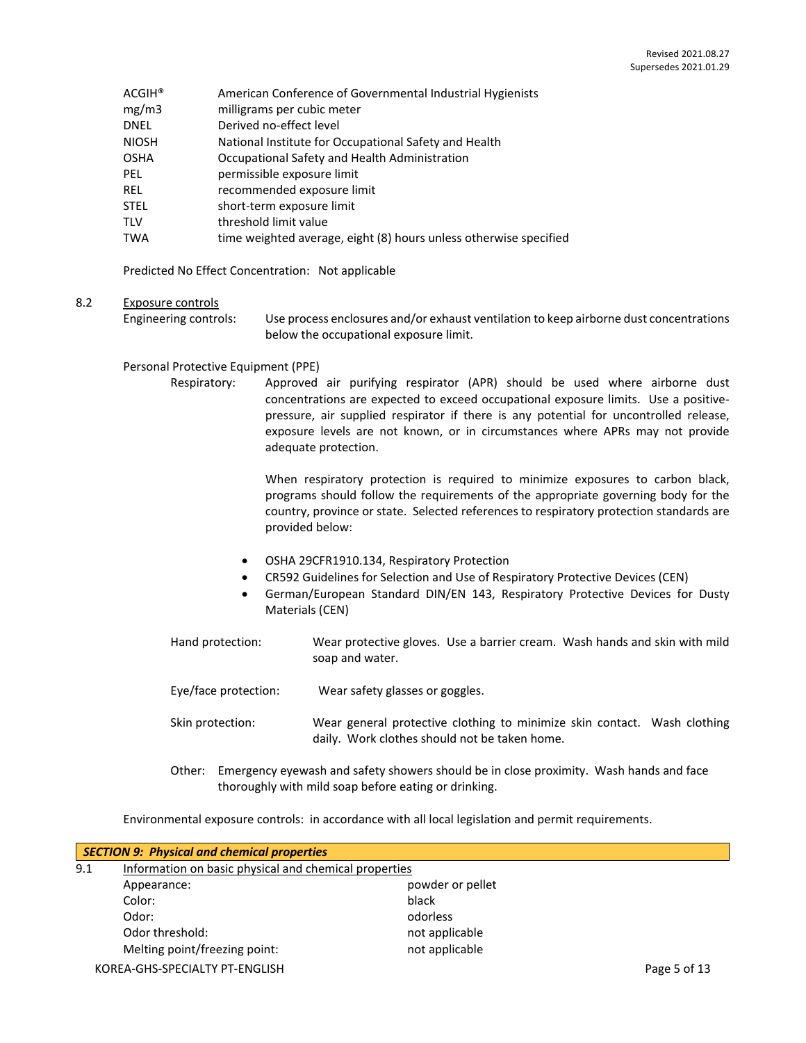| | |
|---|---|
| ACGIH® | American Conference of Governmental Industrial Hygienists |
| mg/m3 | milligrams per cubic meter |
| DNEL | Derived no-effect level |
| NIOSH | National Institute for Occupational Safety and Health |
| OSHA | Occupational Safety and Health Administration |
| PEL | permissible exposure limit |
| REL | recommended exposure limit |
| STEL | short-term exposure limit |
| TLV | threshold limit value |
| TWA | time weighted average, eight (8) hours unless otherwise specified |

Predicted No Effect Concentration: Not applicable

8.2 Exposure controls

Engineering controls: Use process enclosures and/or exhaust ventilation to keep airborne dust concentrations below the occupational exposure limit.

Personal Protective Equipment (PPE)

Respiratory: Approved air purifying respirator (APR) should be used where airborne dust concentrations are expected to exceed occupational exposure limits. Use a positive-pressure, air supplied respirator if there is any potential for uncontrolled release, exposure levels are not known, or in circumstances where APRs may not provide adequate protection.

When respiratory protection is required to minimize exposures to carbon black, programs should follow the requirements of the appropriate governing body for the country, province or state. Selected references to respiratory protection standards are provided below:

- OSHA 29CFR1910.134, Respiratory Protection
- CR592 Guidelines for Selection and Use of Respiratory Protective Devices (CEN)
- German/European Standard DIN/EN 143, Respiratory Protective Devices for Dusty Materials (CEN)

Hand protection: Wear protective gloves. Use a barrier cream. Wash hands and skin with mild soap and water.

Eye/face protection: Wear safety glasses or goggles.

Skin protection: Wear general protective clothing to minimize skin contact. Wash clothing daily. Work clothes should not be taken home.

Other: Emergency eyewash and safety showers should be in close proximity. Wash hands and face thoroughly with mild soap before eating or drinking.

Environmental exposure controls: in accordance with all local legislation and permit requirements.

## *SECTION 9: Physical and chemical properties*

9.1 Information on basic physical and chemical properties

| | |
|---|---|
| Appearance: | powder or pellet |
| Color: | black |
| Odor: | odorless |
| Odor threshold: | not applicable |
| Melting point/freezing point: | not applicable |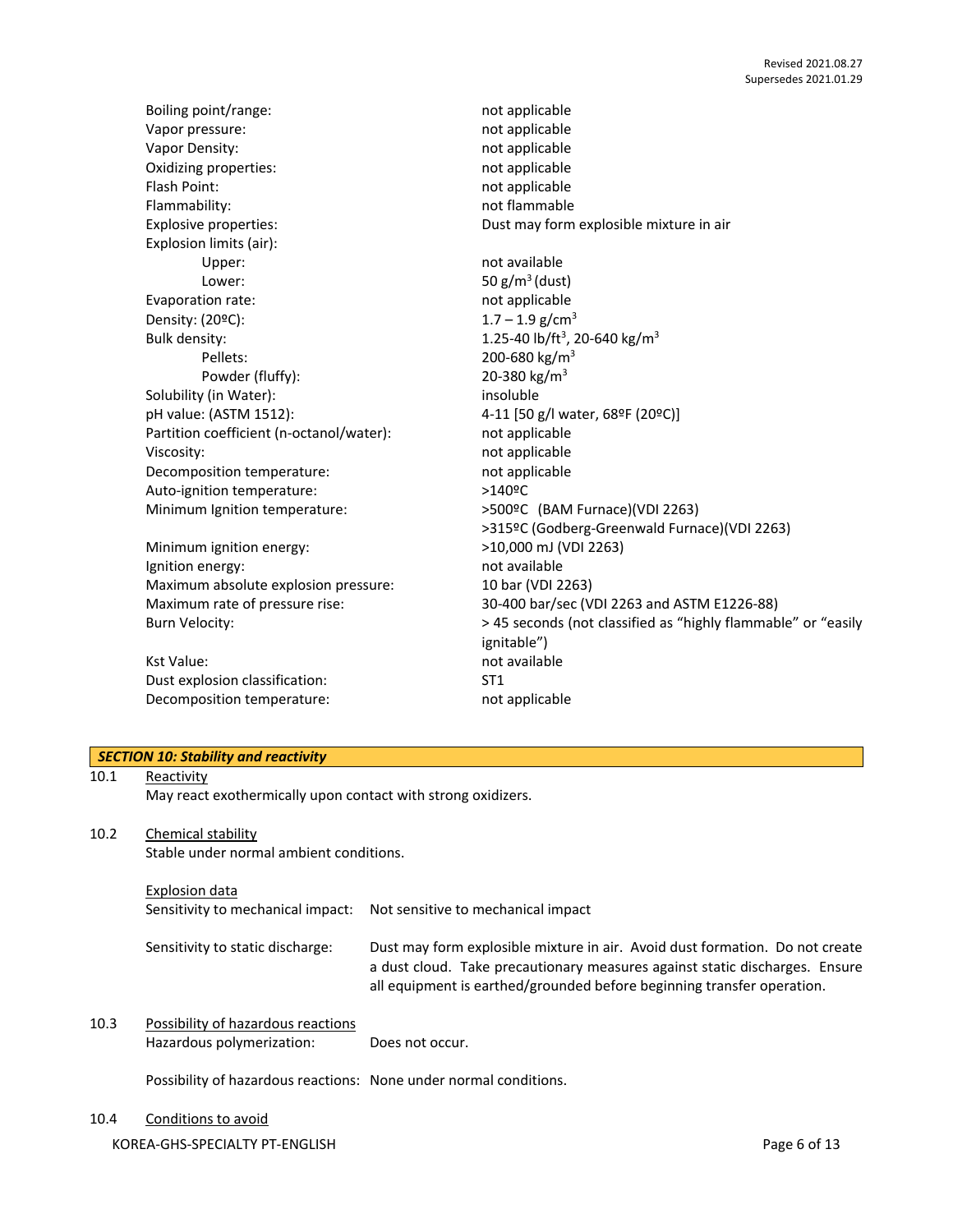| | |
|---|---|
| Boiling point/range: | not applicable |
| Vapor pressure: | not applicable |
| Vapor Density: | not applicable |
| Oxidizing properties: | not applicable |
| Flash Point: | not applicable |
| Flammability: | not flammable |
| Explosive properties: | Dust may form explosible mixture in air |
| Explosion limits (air): | |
| Upper: | not available |
| Lower: | 50 g/m$^3$ (dust) |
| Evaporation rate: | not applicable |
| Density: (20ºC): | 1.7 – 1.9 g/cm$^3$ |
| Bulk density: | 1.25-40 lb/ft$^3$, 20-640 kg/m$^3$ |
| Pellets: | 200-680 kg/m$^3$ |
| Powder (fluffy): | 20-380 kg/m$^3$ |
| Solubility (in Water): | insoluble |
| pH value: (ASTM 1512): | 4-11 [50 g/l water, 68ºF (20ºC)] |
| Partition coefficient (n-octanol/water): | not applicable |
| Viscosity: | not applicable |
| Decomposition temperature: | not applicable |
| Auto-ignition temperature: | >140ºC |
| Minimum Ignition temperature: | >500ºC (BAM Furnace)(VDI 2263)<br>>315ºC (Godberg-Greenwald Furnace)(VDI 2263) |
| Minimum ignition energy: | >10,000 mJ (VDI 2263) |
| Ignition energy: | not available |
| Maximum absolute explosion pressure: | 10 bar (VDI 2263) |
| Maximum rate of pressure rise: | 30-400 bar/sec (VDI 2263 and ASTM E1226-88) |
| Burn Velocity: | > 45 seconds (not classified as "highly flammable" or "easily ignitable") |
| Kst Value: | not available |
| Dust explosion classification: | ST1 |
| Decomposition temperature: | not applicable |

## *SECTION 10: Stability and reactivity*

10.1 Reactivity

May react exothermically upon contact with strong oxidizers.

10.2 Chemical stability

Stable under normal ambient conditions.

Explosion data

Sensitivity to mechanical impact: Not sensitive to mechanical impact

Sensitivity to static discharge: Dust may form explosible mixture in air. Avoid dust formation. Do not create a dust cloud. Take precautionary measures against static discharges. Ensure all equipment is earthed/grounded before beginning transfer operation.

10.3 Possibility of hazardous reactions

Hazardous polymerization: Does not occur.

Possibility of hazardous reactions: None under normal conditions.

10.4 Conditions to avoid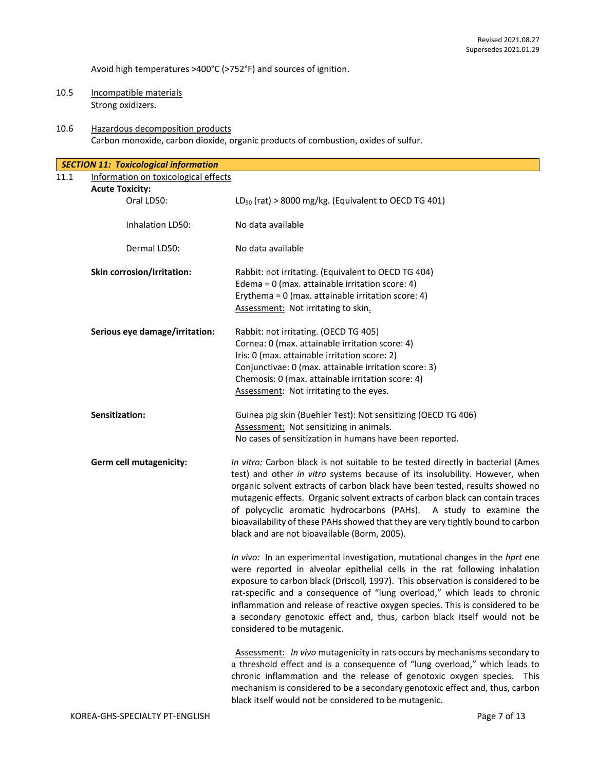Avoid high temperatures >400°C (>752°F) and sources of ignition.

10.5 Incompatible materials

Strong oxidizers.

10.6 Hazardous decomposition products

Carbon monoxide, carbon dioxide, organic products of combustion, oxides of sulfur.

## *SECTION 11: Toxicological information*

11.1 Information on toxicological effects

**Acute Toxicity:**

Oral LD50: $LD_{50}$ (rat) > 8000 mg/kg. (Equivalent to OECD TG 401)

Inhalation LD50: No data available

Dermal LD50: No data available

**Skin corrosion/irritation:** Rabbit: not irritating. (Equivalent to OECD TG 404)
Edema = 0 (max. attainable irritation score: 4)
Erythema = 0 (max. attainable irritation score: 4)
Assessment: Not irritating to skin.

**Serious eye damage/irritation:** Rabbit: not irritating. (OECD TG 405)
Cornea: 0 (max. attainable irritation score: 4)
Iris: 0 (max. attainable irritation score: 2)
Conjunctivae: 0 (max. attainable irritation score: 3)
Chemosis: 0 (max. attainable irritation score: 4)
Assessment: Not irritating to the eyes.

**Sensitization:** Guinea pig skin (Buehler Test): Not sensitizing (OECD TG 406)
Assessment: Not sensitizing in animals.
No cases of sensitization in humans have been reported.

**Germ cell mutagenicity:** *In vitro:* Carbon black is not suitable to be tested directly in bacterial (Ames test) and other *in vitro* systems because of its insolubility. However, when organic solvent extracts of carbon black have been tested, results showed no mutagenic effects. Organic solvent extracts of carbon black can contain traces of polycyclic aromatic hydrocarbons (PAHs). A study to examine the bioavailability of these PAHs showed that they are very tightly bound to carbon black and are not bioavailable (Borm, 2005).

*In vivo:* In an experimental investigation, mutational changes in the *hprt* ene were reported in alveolar epithelial cells in the rat following inhalation exposure to carbon black (Driscoll*,* 1997). This observation is considered to be rat-specific and a consequence of "lung overload," which leads to chronic inflammation and release of reactive oxygen species. This is considered to be a secondary genotoxic effect and, thus, carbon black itself would not be considered to be mutagenic.

Assessment: *In vivo* mutagenicity in rats occurs by mechanisms secondary to a threshold effect and is a consequence of "lung overload," which leads to chronic inflammation and the release of genotoxic oxygen species. This mechanism is considered to be a secondary genotoxic effect and, thus, carbon black itself would not be considered to be mutagenic.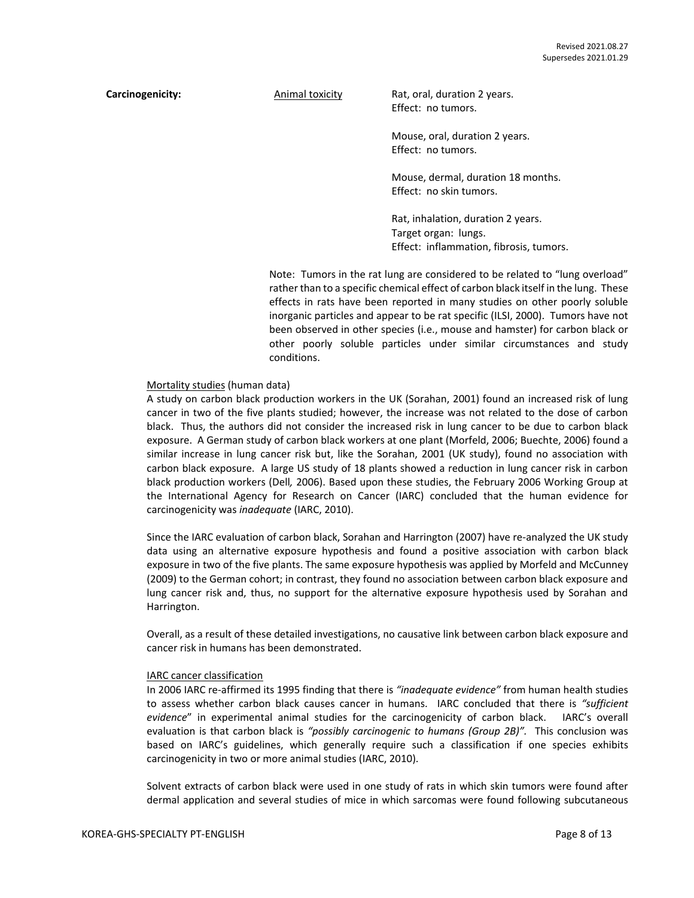**Carcinogenicity:**

Animal toxicity

Rat, oral, duration 2 years.
Effect: no tumors.

Mouse, oral, duration 2 years.
Effect: no tumors.

Mouse, dermal, duration 18 months.
Effect: no skin tumors.

Rat, inhalation, duration 2 years.
Target organ: lungs.
Effect: inflammation, fibrosis, tumors.

Note: Tumors in the rat lung are considered to be related to "lung overload" rather than to a specific chemical effect of carbon black itself in the lung. These effects in rats have been reported in many studies on other poorly soluble inorganic particles and appear to be rat specific (ILSI, 2000). Tumors have not been observed in other species (i.e., mouse and hamster) for carbon black or other poorly soluble particles under similar circumstances and study conditions.

Mortality studies (human data)

A study on carbon black production workers in the UK (Sorahan, 2001) found an increased risk of lung cancer in two of the five plants studied; however, the increase was not related to the dose of carbon black. Thus, the authors did not consider the increased risk in lung cancer to be due to carbon black exposure. A German study of carbon black workers at one plant (Morfeld, 2006; Buechte, 2006) found a similar increase in lung cancer risk but, like the Sorahan, 2001 (UK study), found no association with carbon black exposure. A large US study of 18 plants showed a reduction in lung cancer risk in carbon black production workers (Dell*,* 2006). Based upon these studies, the February 2006 Working Group at the International Agency for Research on Cancer (IARC) concluded that the human evidence for carcinogenicity was *inadequate* (IARC, 2010).

Since the IARC evaluation of carbon black, Sorahan and Harrington (2007) have re-analyzed the UK study data using an alternative exposure hypothesis and found a positive association with carbon black exposure in two of the five plants. The same exposure hypothesis was applied by Morfeld and McCunney (2009) to the German cohort; in contrast, they found no association between carbon black exposure and lung cancer risk and, thus, no support for the alternative exposure hypothesis used by Sorahan and Harrington.

Overall, as a result of these detailed investigations, no causative link between carbon black exposure and cancer risk in humans has been demonstrated.

IARC cancer classification

In 2006 IARC re-affirmed its 1995 finding that there is *"inadequate evidence"* from human health studies to assess whether carbon black causes cancer in humans. IARC concluded that there is *"sufficient evidence*" in experimental animal studies for the carcinogenicity of carbon black. IARC's overall evaluation is that carbon black is *"possibly carcinogenic to humans (Group 2B)"*. This conclusion was based on IARC's guidelines, which generally require such a classification if one species exhibits carcinogenicity in two or more animal studies (IARC, 2010).

Solvent extracts of carbon black were used in one study of rats in which skin tumors were found after dermal application and several studies of mice in which sarcomas were found following subcutaneous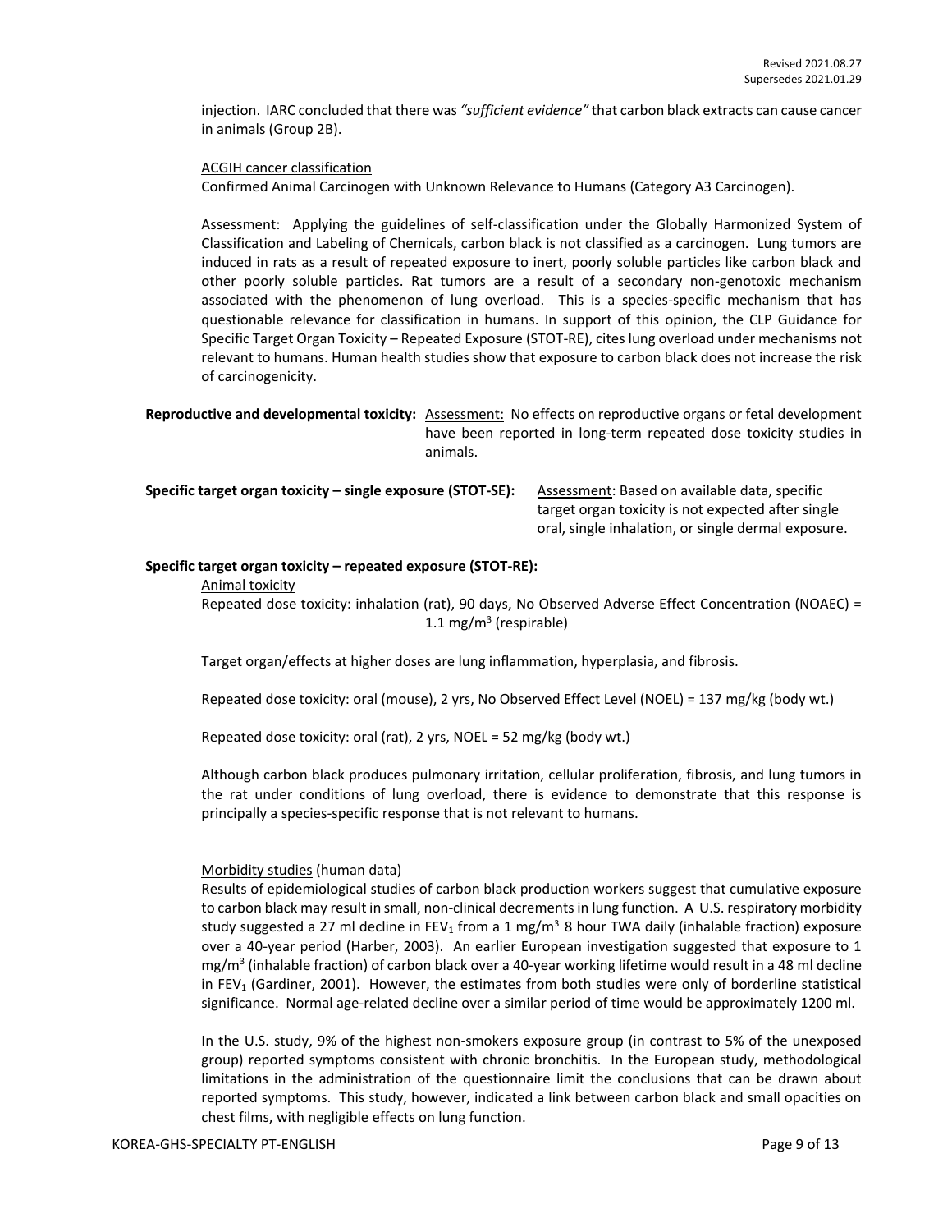injection. IARC concluded that there was *"sufficient evidence"* that carbon black extracts can cause cancer in animals (Group 2B).

ACGIH cancer classification
Confirmed Animal Carcinogen with Unknown Relevance to Humans (Category A3 Carcinogen).

Assessment: Applying the guidelines of self-classification under the Globally Harmonized System of Classification and Labeling of Chemicals, carbon black is not classified as a carcinogen. Lung tumors are induced in rats as a result of repeated exposure to inert, poorly soluble particles like carbon black and other poorly soluble particles. Rat tumors are a result of a secondary non-genotoxic mechanism associated with the phenomenon of lung overload. This is a species-specific mechanism that has questionable relevance for classification in humans. In support of this opinion, the CLP Guidance for Specific Target Organ Toxicity – Repeated Exposure (STOT-RE), cites lung overload under mechanisms not relevant to humans. Human health studies show that exposure to carbon black does not increase the risk of carcinogenicity.

**Reproductive and developmental toxicity:** Assessment: No effects on reproductive organs or fetal development have been reported in long-term repeated dose toxicity studies in animals.

**Specific target organ toxicity – single exposure (STOT-SE):** Assessment: Based on available data, specific target organ toxicity is not expected after single oral, single inhalation, or single dermal exposure.

**Specific target organ toxicity – repeated exposure (STOT-RE):**

Animal toxicity
Repeated dose toxicity: inhalation (rat), 90 days, No Observed Adverse Effect Concentration (NOAEC) = 1.1 mg/$m^3$ (respirable)

Target organ/effects at higher doses are lung inflammation, hyperplasia, and fibrosis.

Repeated dose toxicity: oral (mouse), 2 yrs, No Observed Effect Level (NOEL) = 137 mg/kg (body wt.)

Repeated dose toxicity: oral (rat), 2 yrs, NOEL = 52 mg/kg (body wt.)

Although carbon black produces pulmonary irritation, cellular proliferation, fibrosis, and lung tumors in the rat under conditions of lung overload, there is evidence to demonstrate that this response is principally a species-specific response that is not relevant to humans.

Morbidity studies (human data)
Results of epidemiological studies of carbon black production workers suggest that cumulative exposure to carbon black may result in small, non-clinical decrements in lung function. A U.S. respiratory morbidity study suggested a 27 ml decline in $FEV_1$ from a 1 mg/$m^3$ 8 hour TWA daily (inhalable fraction) exposure over a 40-year period (Harber, 2003). An earlier European investigation suggested that exposure to 1 mg/$m^3$ (inhalable fraction) of carbon black over a 40-year working lifetime would result in a 48 ml decline in $FEV_1$ (Gardiner, 2001). However, the estimates from both studies were only of borderline statistical significance. Normal age-related decline over a similar period of time would be approximately 1200 ml.

In the U.S. study, 9% of the highest non-smokers exposure group (in contrast to 5% of the unexposed group) reported symptoms consistent with chronic bronchitis. In the European study, methodological limitations in the administration of the questionnaire limit the conclusions that can be drawn about reported symptoms. This study, however, indicated a link between carbon black and small opacities on chest films, with negligible effects on lung function.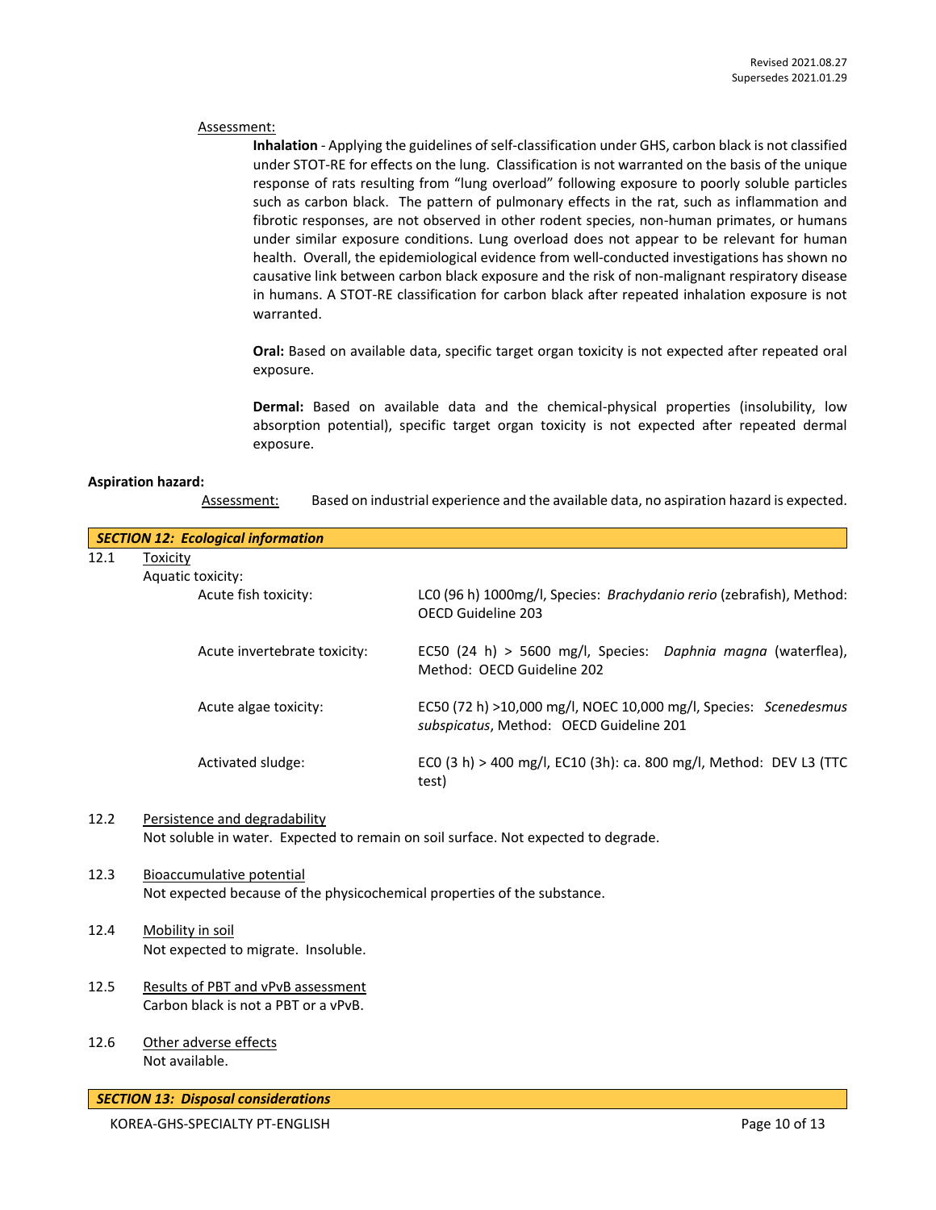Assessment:

**Inhalation** - Applying the guidelines of self-classification under GHS, carbon black is not classified under STOT-RE for effects on the lung. Classification is not warranted on the basis of the unique response of rats resulting from "lung overload" following exposure to poorly soluble particles such as carbon black. The pattern of pulmonary effects in the rat, such as inflammation and fibrotic responses, are not observed in other rodent species, non-human primates, or humans under similar exposure conditions. Lung overload does not appear to be relevant for human health. Overall, the epidemiological evidence from well-conducted investigations has shown no causative link between carbon black exposure and the risk of non-malignant respiratory disease in humans. A STOT-RE classification for carbon black after repeated inhalation exposure is not warranted.

**Oral:** Based on available data, specific target organ toxicity is not expected after repeated oral exposure.

**Dermal:** Based on available data and the chemical-physical properties (insolubility, low absorption potential), specific target organ toxicity is not expected after repeated dermal exposure.

**Aspiration hazard:**

Assessment: Based on industrial experience and the available data, no aspiration hazard is expected.

## *SECTION 12: Ecological information*

12.1 Toxicity

Aquatic toxicity:

| | |
|---|---|
| Acute fish toxicity: | LC0 (96 h) 1000mg/l, Species: *Brachydanio rerio* (zebrafish), Method: OECD Guideline 203 |
| Acute invertebrate toxicity: | EC50 (24 h) > 5600 mg/l, Species: *Daphnia magna* (waterflea), Method: OECD Guideline 202 |
| Acute algae toxicity: | EC50 (72 h) >10,000 mg/l, NOEC 10,000 mg/l, Species: *Scenedesmus subspicatus*, Method: OECD Guideline 201 |
| Activated sludge: | EC0 (3 h) > 400 mg/l, EC10 (3h): ca. 800 mg/l, Method: DEV L3 (TTC test) |

12.2 Persistence and degradability

Not soluble in water. Expected to remain on soil surface. Not expected to degrade.

12.3 Bioaccumulative potential

Not expected because of the physicochemical properties of the substance.

12.4 Mobility in soil

Not expected to migrate. Insoluble.

12.5 Results of PBT and vPvB assessment

Carbon black is not a PBT or a vPvB.

12.6 Other adverse effects

Not available.

## *SECTION 13: Disposal considerations*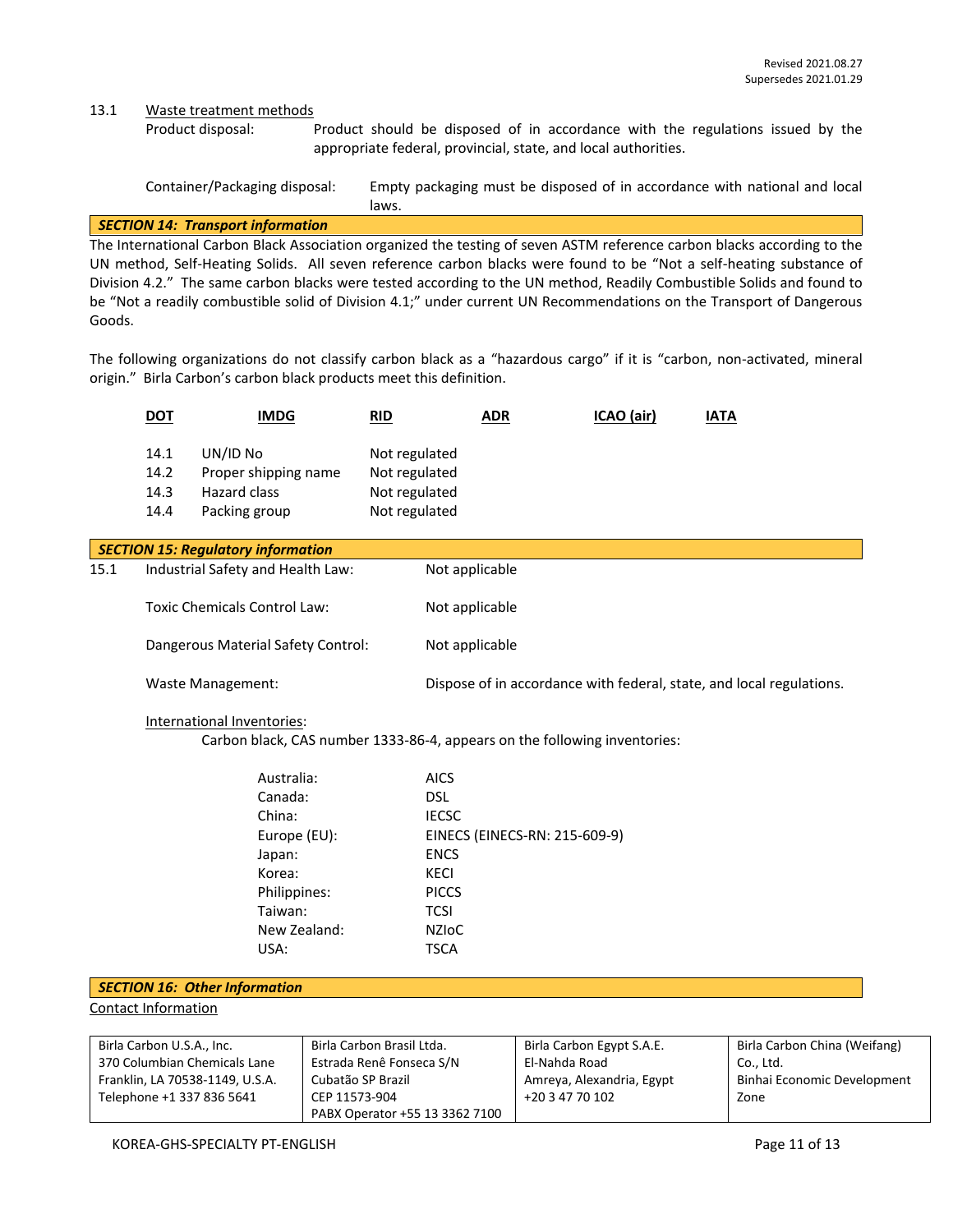13.1 Waste treatment methods

Product disposal: Product should be disposed of in accordance with the regulations issued by the appropriate federal, provincial, state, and local authorities.

Container/Packaging disposal: Empty packaging must be disposed of in accordance with national and local laws.

## SECTION 14: Transport information

The International Carbon Black Association organized the testing of seven ASTM reference carbon blacks according to the UN method, Self-Heating Solids. All seven reference carbon blacks were found to be "Not a self-heating substance of Division 4.2." The same carbon blacks were tested according to the UN method, Readily Combustible Solids and found to be "Not a readily combustible solid of Division 4.1;" under current UN Recommendations on the Transport of Dangerous Goods.

The following organizations do not classify carbon black as a "hazardous cargo" if it is "carbon, non-activated, mineral origin." Birla Carbon's carbon black products meet this definition.

**DOT** **IMDG** **RID** **ADR** **ICAO (air)** **IATA**

| | | |
|---|---|---|
| 14.1 | UN/ID No | Not regulated |
| 14.2 | Proper shipping name | Not regulated |
| 14.3 | Hazard class | Not regulated |
| 14.4 | Packing group | Not regulated |

## SECTION 15: Regulatory information

15.1 Industrial Safety and Health Law: Not applicable

Toxic Chemicals Control Law: Not applicable

Dangerous Material Safety Control: Not applicable

Waste Management: Dispose of in accordance with federal, state, and local regulations.

International Inventories:

Carbon black, CAS number 1333-86-4, appears on the following inventories:

| | |
|---|---|
| Australia: | AICS |
| Canada: | DSL |
| China: | IECSC |
| Europe (EU): | EINECS (EINECS-RN: 215-609-9) |
| Japan: | ENCS |
| Korea: | KECI |
| Philippines: | PICCS |
| Taiwan: | TCSI |
| New Zealand: | NZIoC |
| USA: | TSCA |

## SECTION 16: Other Information

Contact Information

| Birla Carbon U.S.A., Inc. | Birla Carbon Brasil Ltda. | Birla Carbon Egypt S.A.E. | Birla Carbon China (Weifang) Co., Ltd. |
|---|---|---|---|
| 370 Columbian Chemicals Lane<br>Franklin, LA 70538-1149, U.S.A.<br>Telephone +1 337 836 5641 | Estrada Renê Fonseca S/N<br>Cubatão SP Brazil<br>CEP 11573-904<br>PABX Operator +55 13 3362 7100 | El-Nahda Road<br>Amreya, Alexandria, Egypt<br>+20 3 47 70 102 | Binhai Economic Development Zone |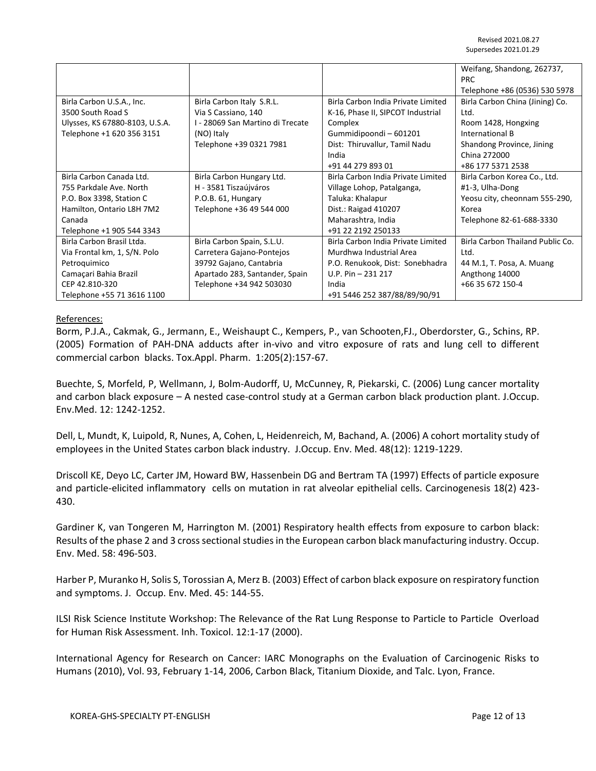| | | | Weifang, Shandong, 262737, PRC<br>Telephone +86 (0536) 530 5978 |
|---|---|---|---|
| Birla Carbon U.S.A., Inc.<br>3500 South Road S<br>Ulysses, KS 67880-8103, U.S.A.<br>Telephone +1 620 356 3151 | Birla Carbon Italy S.R.L.<br>Via S Cassiano, 140<br>I - 28069 San Martino di Trecate (NO) Italy<br>Telephone +39 0321 7981 | Birla Carbon India Private Limited<br>K-16, Phase II, SIPCOT Industrial Complex<br>Gummidipoondi – 601201<br>Dist: Thiruvallur, Tamil Nadu<br>India<br>+91 44 279 893 01 | Birla Carbon China (Jining) Co. Ltd.<br>Room 1428, Hongxing International B<br>Shandong Province, Jining<br>China 272000<br>+86 177 5371 2538 |
| Birla Carbon Canada Ltd.<br>755 Parkdale Ave. North<br>P.O. Box 3398, Station C<br>Hamilton, Ontario L8H 7M2<br>Canada<br>Telephone +1 905 544 3343 | Birla Carbon Hungary Ltd.<br>H - 3581 Tiszaújváros<br>P.O.B. 61, Hungary<br>Telephone +36 49 544 000 | Birla Carbon India Private Limited<br>Village Lohop, Patalganga,<br>Taluka: Khalapur<br>Dist.: Raigad 410207<br>Maharashtra, India<br>+91 22 2192 250133 | Birla Carbon Korea Co., Ltd.<br>#1-3, Ulha-Dong<br>Yeosu city, cheonnam 555-290, Korea<br>Telephone 82-61-688-3330 |
| Birla Carbon Brasil Ltda.<br>Via Frontal km, 1, S/N. Polo Petroquimico<br>Camaçari Bahia Brazil<br>CEP 42.810-320<br>Telephone +55 71 3616 1100 | Birla Carbon Spain, S.L.U.<br>Carretera Gajano-Pontejos<br>39792 Gajano, Cantabria<br>Apartado 283, Santander, Spain<br>Telephone +34 942 503030 | Birla Carbon India Private Limited<br>Murdhwa Industrial Area<br>P.O. Renukook, Dist: Sonebhadra<br>U.P. Pin – 231 217<br>India<br>+91 5446 252 387/88/89/90/91 | Birla Carbon Thailand Public Co. Ltd.<br>44 M.1, T. Posa, A. Muang<br>Angthong 14000<br>+66 35 672 150-4 |

References:

Borm, P.J.A., Cakmak, G., Jermann, E., Weishaupt C., Kempers, P., van Schooten,FJ., Oberdorster, G., Schins, RP. (2005) Formation of PAH-DNA adducts after in-vivo and vitro exposure of rats and lung cell to different commercial carbon blacks. Tox.Appl. Pharm. 1:205(2):157-67.

Buechte, S, Morfeld, P, Wellmann, J, Bolm-Audorff, U, McCunney, R, Piekarski, C. (2006) Lung cancer mortality and carbon black exposure – A nested case-control study at a German carbon black production plant. J.Occup. Env.Med. 12: 1242-1252.

Dell, L, Mundt, K, Luipold, R, Nunes, A, Cohen, L, Heidenreich, M, Bachand, A. (2006) A cohort mortality study of employees in the United States carbon black industry. J.Occup. Env. Med. 48(12): 1219-1229.

Driscoll KE, Deyo LC, Carter JM, Howard BW, Hassenbein DG and Bertram TA (1997) Effects of particle exposure and particle-elicited inflammatory cells on mutation in rat alveolar epithelial cells. Carcinogenesis 18(2) 423-430.

Gardiner K, van Tongeren M, Harrington M. (2001) Respiratory health effects from exposure to carbon black: Results of the phase 2 and 3 cross sectional studies in the European carbon black manufacturing industry. Occup. Env. Med. 58: 496-503.

Harber P, Muranko H, Solis S, Torossian A, Merz B. (2003) Effect of carbon black exposure on respiratory function and symptoms. J. Occup. Env. Med. 45: 144-55.

ILSI Risk Science Institute Workshop: The Relevance of the Rat Lung Response to Particle to Particle Overload for Human Risk Assessment. Inh. Toxicol. 12:1-17 (2000).

International Agency for Research on Cancer: IARC Monographs on the Evaluation of Carcinogenic Risks to Humans (2010), Vol. 93, February 1-14, 2006, Carbon Black, Titanium Dioxide, and Talc. Lyon, France.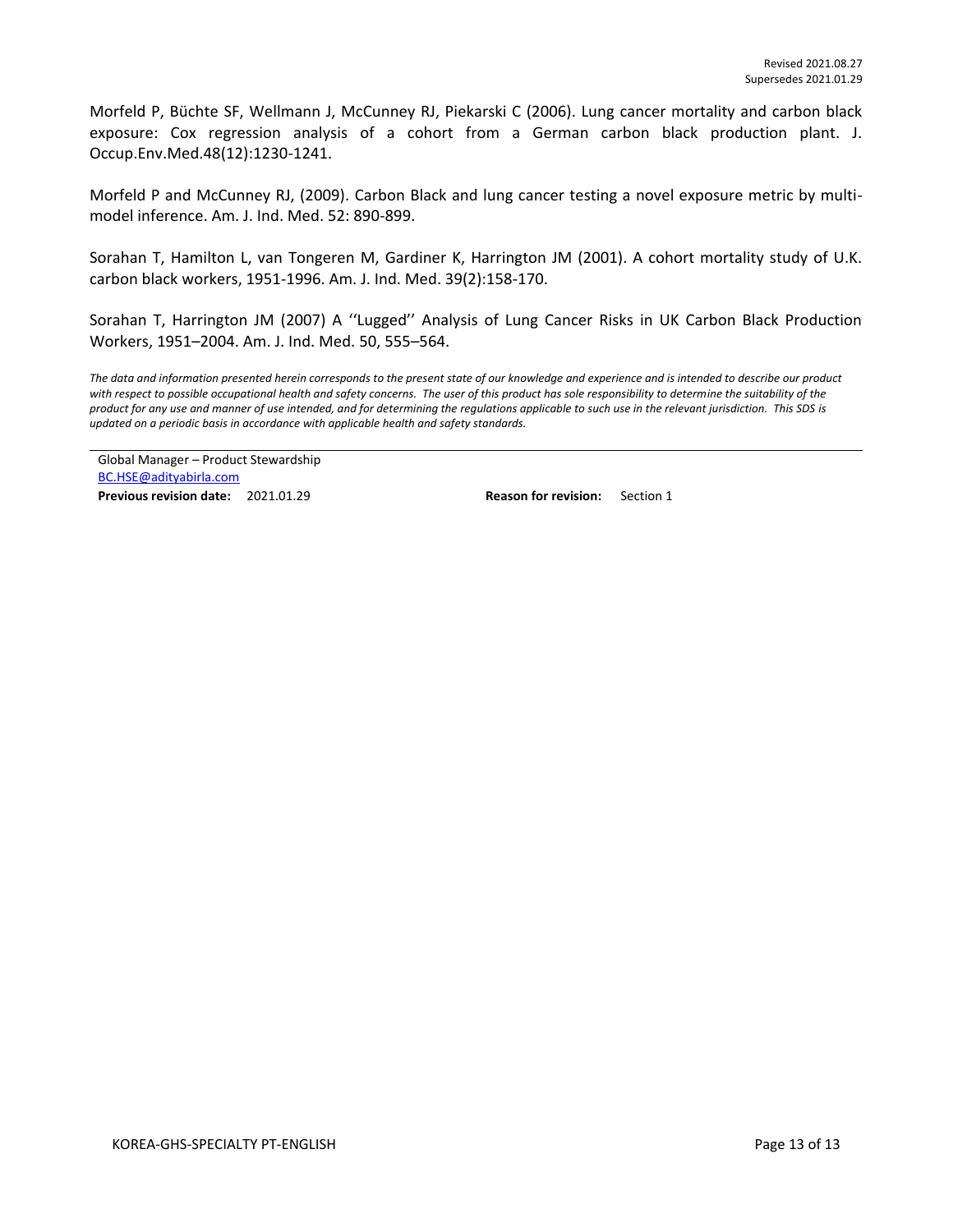Morfeld P, Büchte SF, Wellmann J, McCunney RJ, Piekarski C (2006). Lung cancer mortality and carbon black exposure: Cox regression analysis of a cohort from a German carbon black production plant. J. Occup.Env.Med.48(12):1230-1241.

Morfeld P and McCunney RJ, (2009). Carbon Black and lung cancer testing a novel exposure metric by multi-model inference. Am. J. Ind. Med. 52: 890-899.

Sorahan T, Hamilton L, van Tongeren M, Gardiner K, Harrington JM (2001). A cohort mortality study of U.K. carbon black workers, 1951-1996. Am. J. Ind. Med. 39(2):158-170.

Sorahan T, Harrington JM (2007) A ''Lugged'' Analysis of Lung Cancer Risks in UK Carbon Black Production Workers, 1951–2004. Am. J. Ind. Med. 50, 555–564.

*The data and information presented herein corresponds to the present state of our knowledge and experience and is intended to describe our product with respect to possible occupational health and safety concerns. The user of this product has sole responsibility to determine the suitability of the product for any use and manner of use intended, and for determining the regulations applicable to such use in the relevant jurisdiction. This SDS is updated on a periodic basis in accordance with applicable health and safety standards.*

---

Global Manager – Product Stewardship
BC.HSE@adityabirla.com

**Previous revision date:** 2021.01.29 **Reason for revision:** Section 1